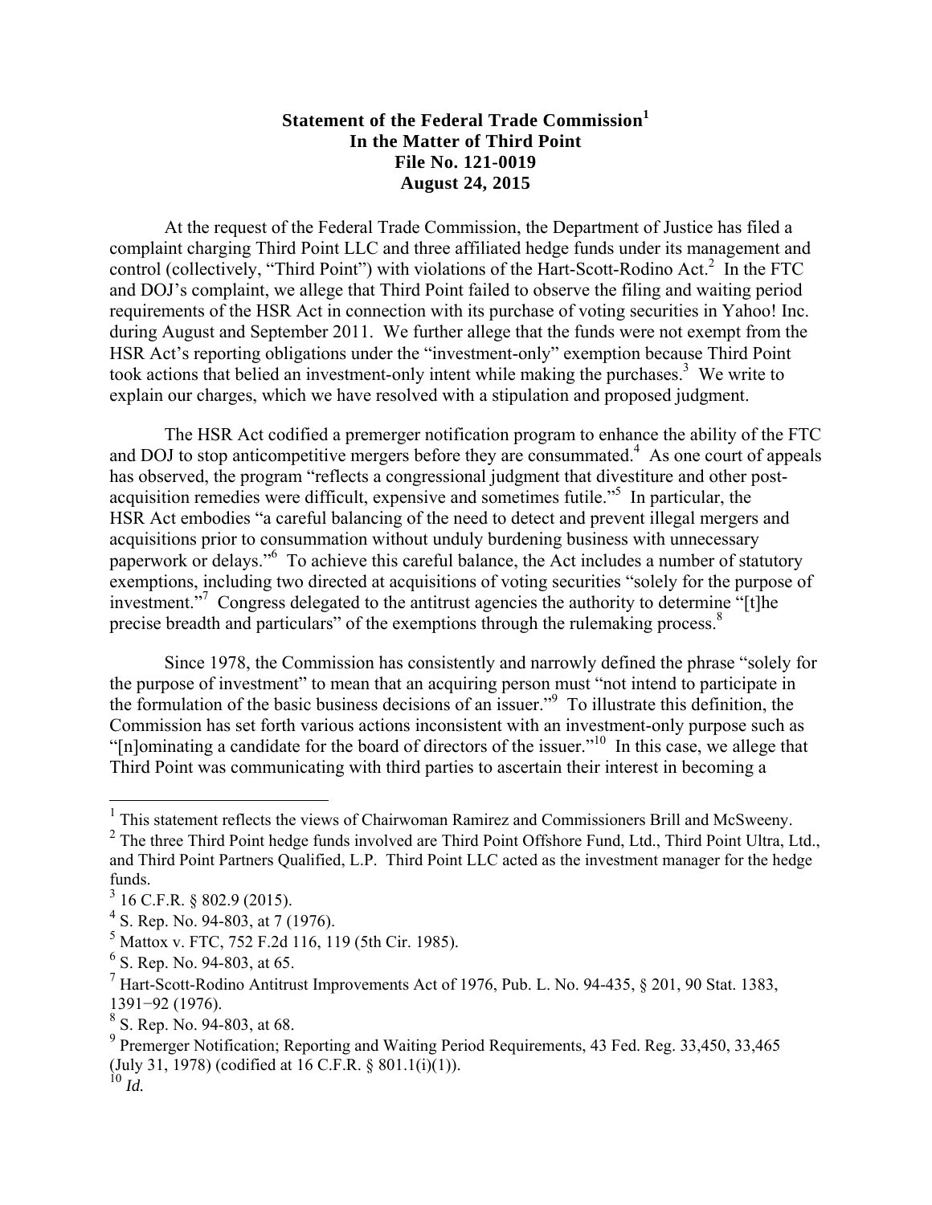**Statement of the Federal Trade Commission[1]**
**In the Matter of Third Point**
**File No. 121-0019**
**August 24, 2015**

At the request of the Federal Trade Commission, the Department of Justice has filed a complaint charging Third Point LLC and three affiliated hedge funds under its management and control (collectively, "Third Point") with violations of the Hart-Scott-Rodino Act.[2] In the FTC and DOJ's complaint, we allege that Third Point failed to observe the filing and waiting period requirements of the HSR Act in connection with its purchase of voting securities in Yahoo! Inc. during August and September 2011. We further allege that the funds were not exempt from the HSR Act's reporting obligations under the "investment-only" exemption because Third Point took actions that belied an investment-only intent while making the purchases.[3] We write to explain our charges, which we have resolved with a stipulation and proposed judgment.

The HSR Act codified a premerger notification program to enhance the ability of the FTC and DOJ to stop anticompetitive mergers before they are consummated.[4] As one court of appeals has observed, the program "reflects a congressional judgment that divestiture and other post-acquisition remedies were difficult, expensive and sometimes futile."[5] In particular, the HSR Act embodies "a careful balancing of the need to detect and prevent illegal mergers and acquisitions prior to consummation without unduly burdening business with unnecessary paperwork or delays."[6] To achieve this careful balance, the Act includes a number of statutory exemptions, including two directed at acquisitions of voting securities "solely for the purpose of investment."[7] Congress delegated to the antitrust agencies the authority to determine "[t]he precise breadth and particulars" of the exemptions through the rulemaking process.[8]

Since 1978, the Commission has consistently and narrowly defined the phrase "solely for the purpose of investment" to mean that an acquiring person must "not intend to participate in the formulation of the basic business decisions of an issuer."[9] To illustrate this definition, the Commission has set forth various actions inconsistent with an investment-only purpose such as "[n]ominating a candidate for the board of directors of the issuer."[10] In this case, we allege that Third Point was communicating with third parties to ascertain their interest in becoming a

---

[1] This statement reflects the views of Chairwoman Ramirez and Commissioners Brill and McSweeny.
[2] The three Third Point hedge funds involved are Third Point Offshore Fund, Ltd., Third Point Ultra, Ltd., and Third Point Partners Qualified, L.P. Third Point LLC acted as the investment manager for the hedge funds.
[3] 16 C.F.R. § 802.9 (2015).
[4] S. Rep. No. 94-803, at 7 (1976).
[5] Mattox v. FTC, 752 F.2d 116, 119 (5th Cir. 1985).
[6] S. Rep. No. 94-803, at 65.
[7] Hart-Scott-Rodino Antitrust Improvements Act of 1976, Pub. L. No. 94-435, § 201, 90 Stat. 1383, 1391−92 (1976).
[8] S. Rep. No. 94-803, at 68.
[9] Premerger Notification; Reporting and Waiting Period Requirements, 43 Fed. Reg. 33,450, 33,465 (July 31, 1978) (codified at 16 C.F.R. § 801.1(i)(1)).
[10] *Id.*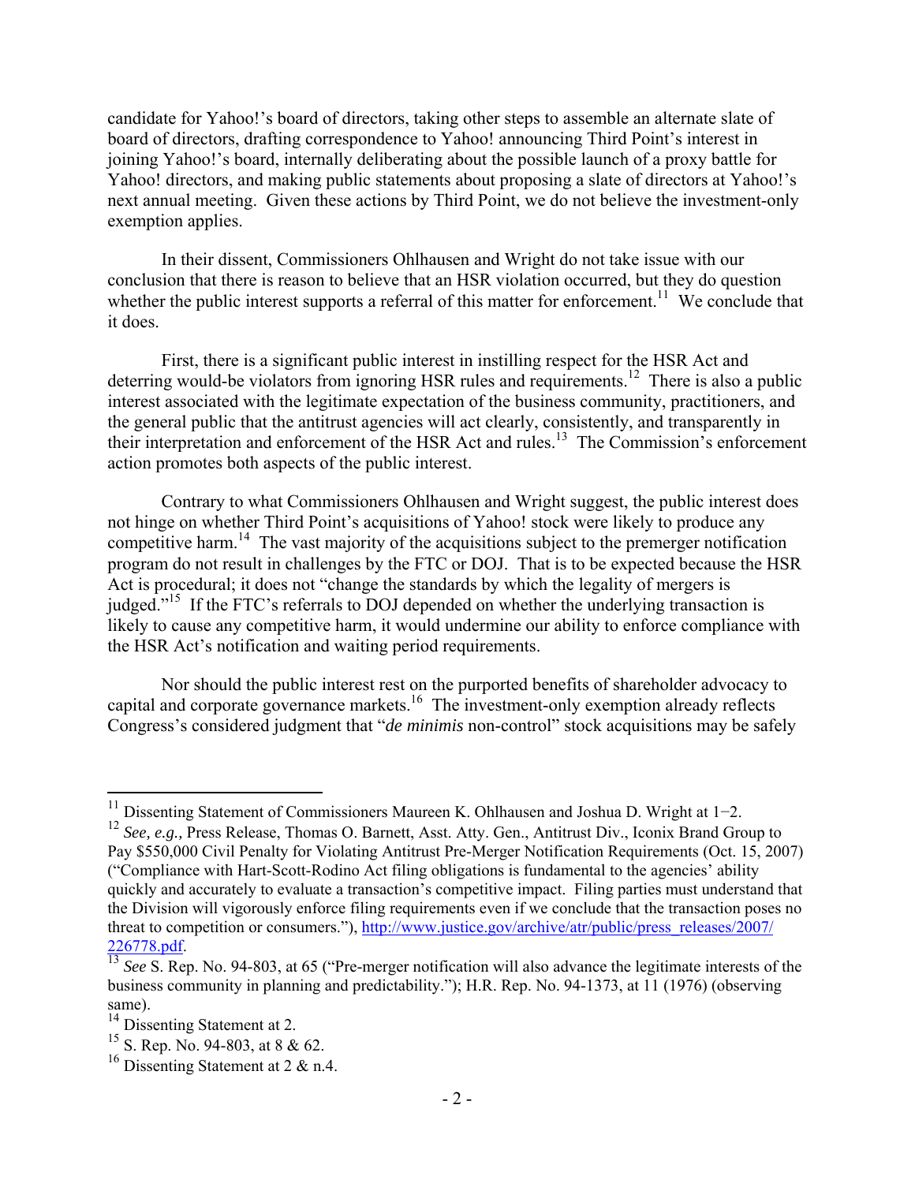candidate for Yahoo!'s board of directors, taking other steps to assemble an alternate slate of board of directors, drafting correspondence to Yahoo! announcing Third Point's interest in joining Yahoo!'s board, internally deliberating about the possible launch of a proxy battle for Yahoo! directors, and making public statements about proposing a slate of directors at Yahoo!'s next annual meeting. Given these actions by Third Point, we do not believe the investment-only exemption applies.

In their dissent, Commissioners Ohlhausen and Wright do not take issue with our conclusion that there is reason to believe that an HSR violation occurred, but they do question whether the public interest supports a referral of this matter for enforcement.[11] We conclude that it does.

First, there is a significant public interest in instilling respect for the HSR Act and deterring would-be violators from ignoring HSR rules and requirements.[12] There is also a public interest associated with the legitimate expectation of the business community, practitioners, and the general public that the antitrust agencies will act clearly, consistently, and transparently in their interpretation and enforcement of the HSR Act and rules.[13] The Commission's enforcement action promotes both aspects of the public interest.

Contrary to what Commissioners Ohlhausen and Wright suggest, the public interest does not hinge on whether Third Point's acquisitions of Yahoo! stock were likely to produce any competitive harm.[14] The vast majority of the acquisitions subject to the premerger notification program do not result in challenges by the FTC or DOJ. That is to be expected because the HSR Act is procedural; it does not "change the standards by which the legality of mergers is judged."[15] If the FTC's referrals to DOJ depended on whether the underlying transaction is likely to cause any competitive harm, it would undermine our ability to enforce compliance with the HSR Act's notification and waiting period requirements.

Nor should the public interest rest on the purported benefits of shareholder advocacy to capital and corporate governance markets.[16] The investment-only exemption already reflects Congress's considered judgment that "*de minimis* non-control" stock acquisitions may be safely

---

[11] Dissenting Statement of Commissioners Maureen K. Ohlhausen and Joshua D. Wright at 1−2.

[12] *See, e.g.,* Press Release, Thomas O. Barnett, Asst. Atty. Gen., Antitrust Div., Iconix Brand Group to Pay $550,000 Civil Penalty for Violating Antitrust Pre-Merger Notification Requirements (Oct. 15, 2007) ("Compliance with Hart-Scott-Rodino Act filing obligations is fundamental to the agencies' ability quickly and accurately to evaluate a transaction's competitive impact. Filing parties must understand that the Division will vigorously enforce filing requirements even if we conclude that the transaction poses no threat to competition or consumers."), http://www.justice.gov/archive/atr/public/press_releases/2007/226778.pdf.

[13] *See* S. Rep. No. 94-803, at 65 ("Pre-merger notification will also advance the legitimate interests of the business community in planning and predictability."); H.R. Rep. No. 94-1373, at 11 (1976) (observing same).

[14] Dissenting Statement at 2.

[15] S. Rep. No. 94-803, at 8 & 62.

[16] Dissenting Statement at 2 & n.4.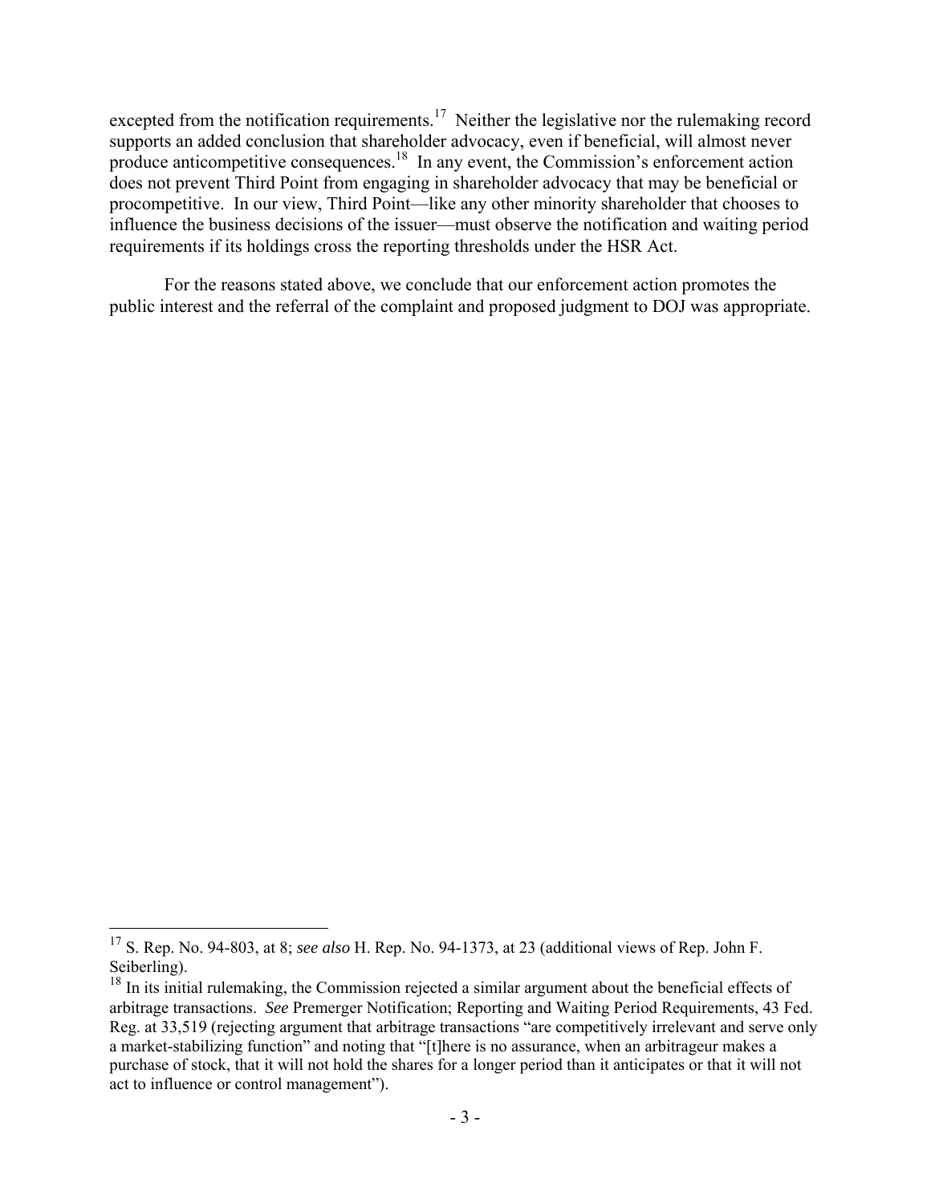excepted from the notification requirements.[17] Neither the legislative nor the rulemaking record supports an added conclusion that shareholder advocacy, even if beneficial, will almost never produce anticompetitive consequences.[18] In any event, the Commission's enforcement action does not prevent Third Point from engaging in shareholder advocacy that may be beneficial or procompetitive. In our view, Third Point—like any other minority shareholder that chooses to influence the business decisions of the issuer—must observe the notification and waiting period requirements if its holdings cross the reporting thresholds under the HSR Act.

For the reasons stated above, we conclude that our enforcement action promotes the public interest and the referral of the complaint and proposed judgment to DOJ was appropriate.

---

[17] S. Rep. No. 94-803, at 8; *see also* H. Rep. No. 94-1373, at 23 (additional views of Rep. John F. Seiberling).

[18] In its initial rulemaking, the Commission rejected a similar argument about the beneficial effects of arbitrage transactions. *See* Premerger Notification; Reporting and Waiting Period Requirements, 43 Fed. Reg. at 33,519 (rejecting argument that arbitrage transactions "are competitively irrelevant and serve only a market-stabilizing function" and noting that "[t]here is no assurance, when an arbitrageur makes a purchase of stock, that it will not hold the shares for a longer period than it anticipates or that it will not act to influence or control management").